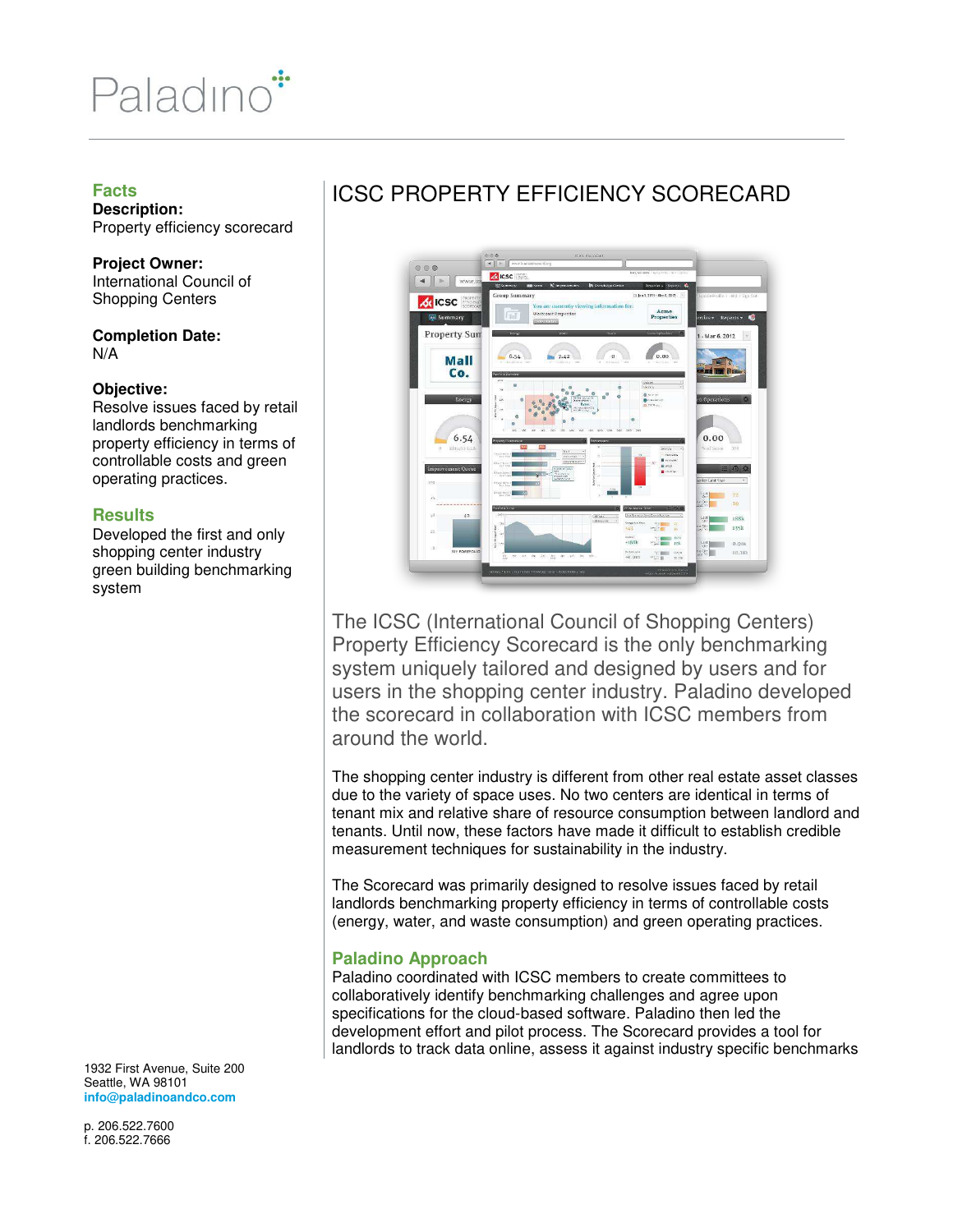# Paladino

## Facts

**Description:**
Property efficiency scorecard

**Project Owner:**
International Council of Shopping Centers

**Completion Date:**
N/A

**Objective:**
Resolve issues faced by retail landlords benchmarking property efficiency in terms of controllable costs and green operating practices.

## Results

Developed the first and only shopping center industry green building benchmarking system

1932 First Avenue, Suite 200
Seattle, WA 98101
info@paladinoandco.com

p. 206.522.7600
f. 206.522.7666

# ICSC PROPERTY EFFICIENCY SCORECARD

The ICSC (International Council of Shopping Centers) Property Efficiency Scorecard is the only benchmarking system uniquely tailored and designed by users and for users in the shopping center industry. Paladino developed the scorecard in collaboration with ICSC members from around the world.

The shopping center industry is different from other real estate asset classes due to the variety of space uses. No two centers are identical in terms of tenant mix and relative share of resource consumption between landlord and tenants. Until now, these factors have made it difficult to establish credible measurement techniques for sustainability in the industry.

The Scorecard was primarily designed to resolve issues faced by retail landlords benchmarking property efficiency in terms of controllable costs (energy, water, and waste consumption) and green operating practices.

## Paladino Approach

Paladino coordinated with ICSC members to create committees to collaboratively identify benchmarking challenges and agree upon specifications for the cloud-based software. Paladino then led the development effort and pilot process. The Scorecard provides a tool for landlords to track data online, assess it against industry specific benchmarks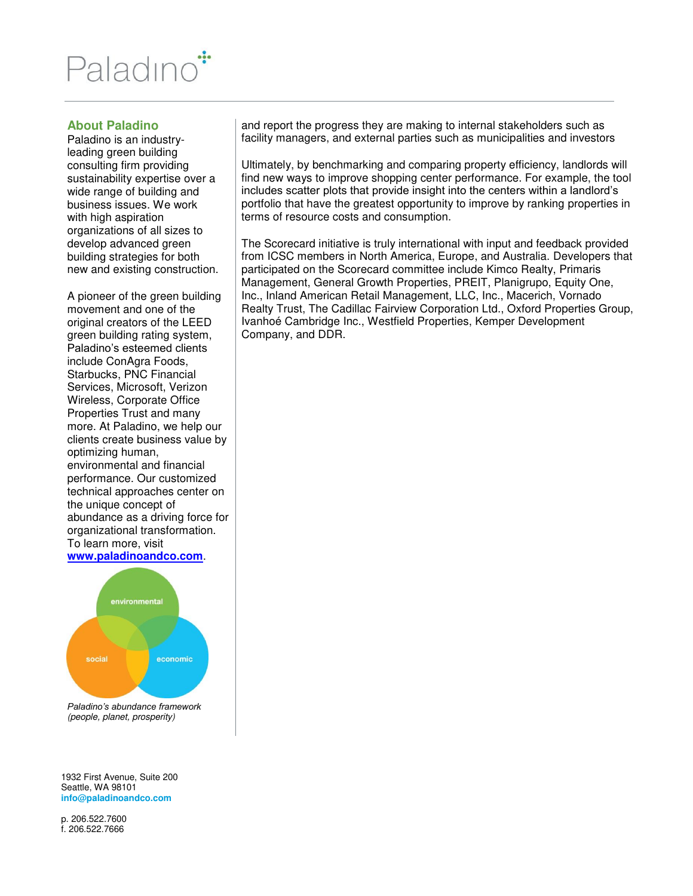and report the progress they are making to internal stakeholders such as facility managers, and external parties such as municipalities and investors

Ultimately, by benchmarking and comparing property efficiency, landlords will find new ways to improve shopping center performance. For example, the tool includes scatter plots that provide insight into the centers within a landlord's portfolio that have the greatest opportunity to improve by ranking properties in terms of resource costs and consumption.

The Scorecard initiative is truly international with input and feedback provided from ICSC members in North America, Europe, and Australia. Developers that participated on the Scorecard committee include Kimco Realty, Primaris Management, General Growth Properties, PREIT, Planigrupo, Equity One, Inc., Inland American Retail Management, LLC, Inc., Macerich, Vornado Realty Trust, The Cadillac Fairview Corporation Ltd., Oxford Properties Group, Ivanhoé Cambridge Inc., Westfield Properties, Kemper Development Company, and DDR.

## About Paladino

Paladino is an industry-leading green building consulting firm providing sustainability expertise over a wide range of building and business issues. We work with high aspiration organizations of all sizes to develop advanced green building strategies for both new and existing construction.

A pioneer of the green building movement and one of the original creators of the LEED green building rating system, Paladino's esteemed clients include ConAgra Foods, Starbucks, PNC Financial Services, Microsoft, Verizon Wireless, Corporate Office Properties Trust and many more. At Paladino, we help our clients create business value by optimizing human, environmental and financial performance. Our customized technical approaches center on the unique concept of abundance as a driving force for organizational transformation. To learn more, visit **www.paladinoandco.com**.

environmental

social

economic

*Paladino's abundance framework (people, planet, prosperity)*

1932 First Avenue, Suite 200
Seattle, WA 98101
**info@paladinoandco.com**

p. 206.522.7600
f. 206.522.7666